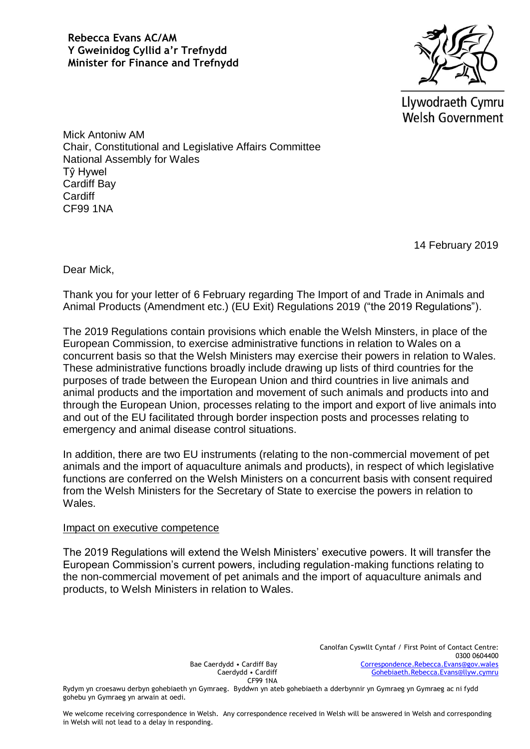**Rebecca Evans AC/AM**
**Y Gweinidog Cyllid a'r Trefnydd**
**Minister for Finance and Trefnydd**

Llywodraeth Cymru
Welsh Government

Mick Antoniw AM
Chair, Constitutional and Legislative Affairs Committee
National Assembly for Wales
Tŷ Hywel
Cardiff Bay
Cardiff
CF99 1NA

14 February 2019

Dear Mick,

Thank you for your letter of 6 February regarding The Import of and Trade in Animals and Animal Products (Amendment etc.) (EU Exit) Regulations 2019 ("the 2019 Regulations").

The 2019 Regulations contain provisions which enable the Welsh Minsters, in place of the European Commission, to exercise administrative functions in relation to Wales on a concurrent basis so that the Welsh Ministers may exercise their powers in relation to Wales. These administrative functions broadly include drawing up lists of third countries for the purposes of trade between the European Union and third countries in live animals and animal products and the importation and movement of such animals and products into and through the European Union, processes relating to the import and export of live animals into and out of the EU facilitated through border inspection posts and processes relating to emergency and animal disease control situations.

In addition, there are two EU instruments (relating to the non-commercial movement of pet animals and the import of aquaculture animals and products), in respect of which legislative functions are conferred on the Welsh Ministers on a concurrent basis with consent required from the Welsh Ministers for the Secretary of State to exercise the powers in relation to Wales.

Impact on executive competence

The 2019 Regulations will extend the Welsh Ministers' executive powers. It will transfer the European Commission's current powers, including regulation-making functions relating to the non-commercial movement of pet animals and the import of aquaculture animals and products, to Welsh Ministers in relation to Wales.

Bae Caerdydd • Cardiff Bay
Caerdydd • Cardiff
CF99 1NA

Canolfan Cyswllt Cyntaf / First Point of Contact Centre:
0300 0604400
Correspondence.Rebecca.Evans@gov.wales
Gohebiaeth.Rebecca.Evans@llyw.cymru

Rydym yn croesawu derbyn gohebiaeth yn Gymraeg. Byddwn yn ateb gohebiaeth a dderbynnir yn Gymraeg yn Gymraeg ac ni fydd gohebu yn Gymraeg yn arwain at oedi.

We welcome receiving correspondence in Welsh. Any correspondence received in Welsh will be answered in Welsh and corresponding in Welsh will not lead to a delay in responding.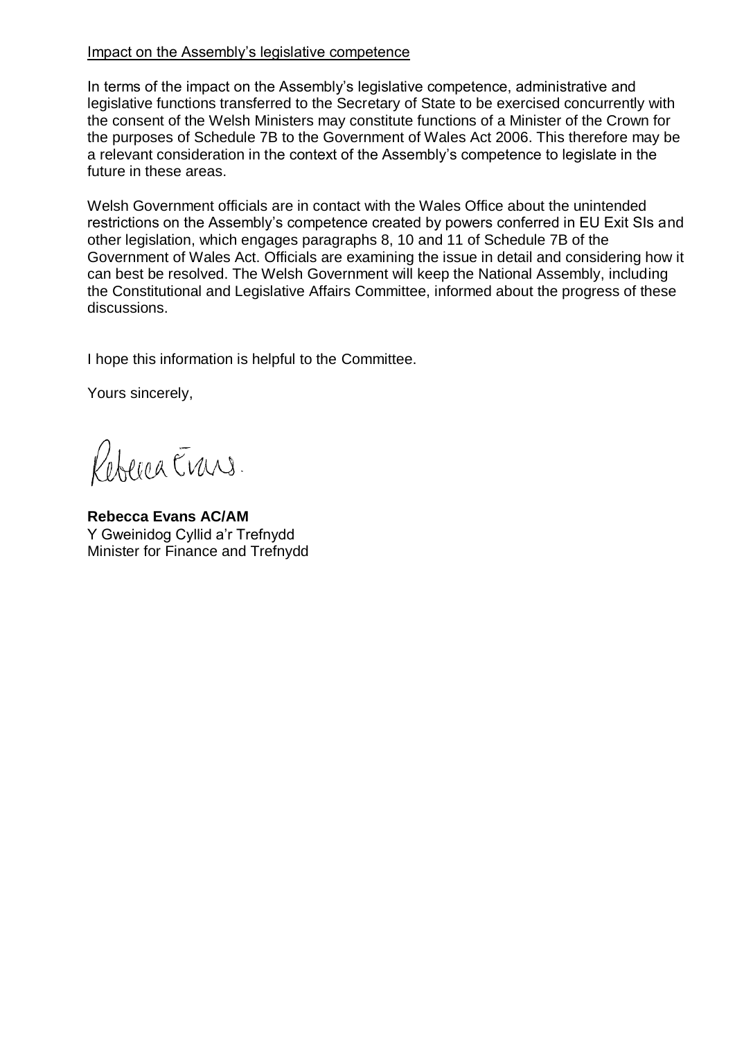Impact on the Assembly's legislative competence

In terms of the impact on the Assembly's legislative competence, administrative and legislative functions transferred to the Secretary of State to be exercised concurrently with the consent of the Welsh Ministers may constitute functions of a Minister of the Crown for the purposes of Schedule 7B to the Government of Wales Act 2006. This therefore may be a relevant consideration in the context of the Assembly's competence to legislate in the future in these areas.

Welsh Government officials are in contact with the Wales Office about the unintended restrictions on the Assembly's competence created by powers conferred in EU Exit SIs and other legislation, which engages paragraphs 8, 10 and 11 of Schedule 7B of the Government of Wales Act. Officials are examining the issue in detail and considering how it can best be resolved. The Welsh Government will keep the National Assembly, including the Constitutional and Legislative Affairs Committee, informed about the progress of these discussions.

I hope this information is helpful to the Committee.

Yours sincerely,

Rebecca Evans.

**Rebecca Evans AC/AM**
Y Gweinidog Cyllid a'r Trefnydd
Minister for Finance and Trefnydd